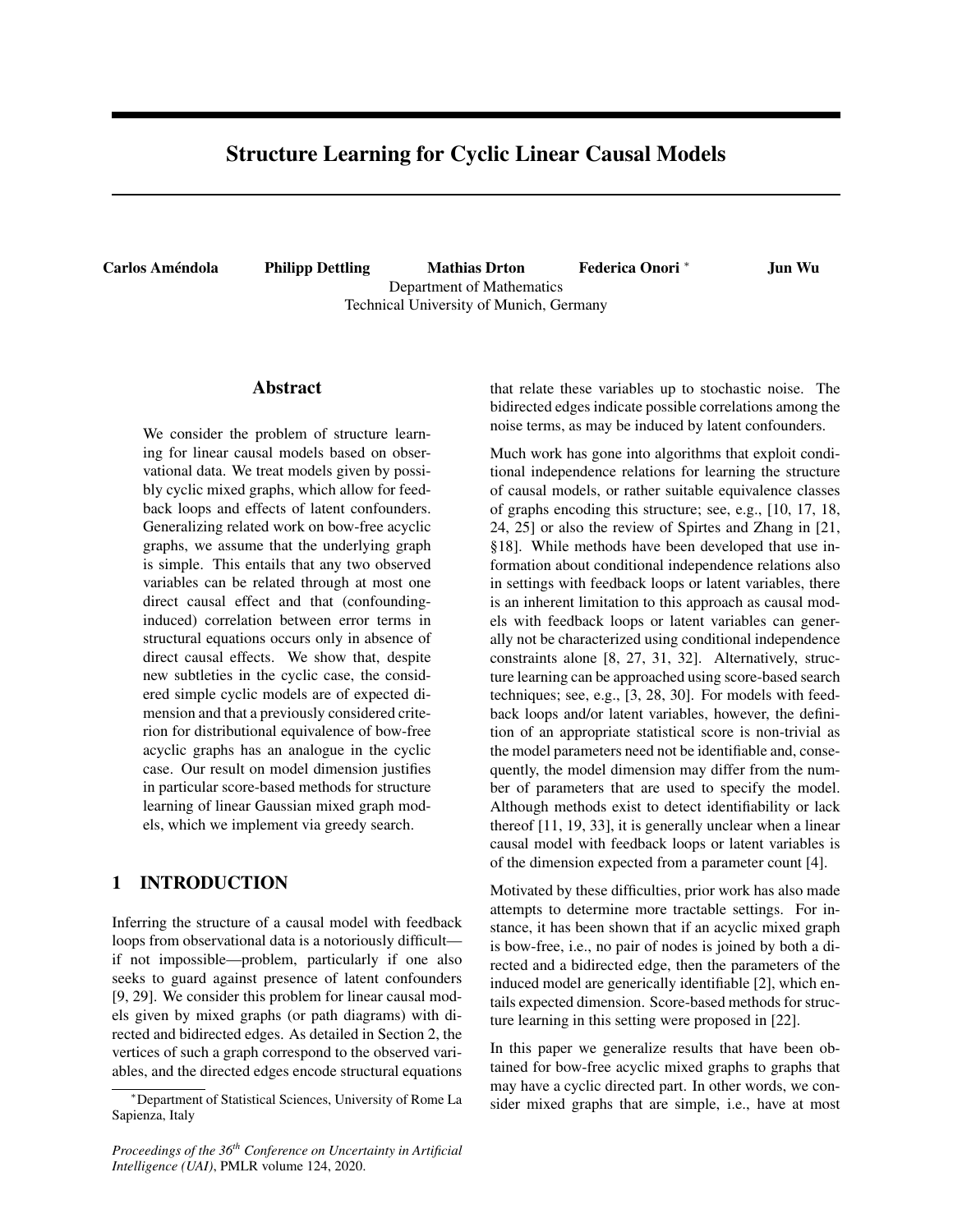# Structure Learning for Cyclic Linear Causal Models

**Carlos Améndola** **Philipp Dettling** **Mathias Drton** **Federica Onori** [*] **Jun Wu**

Department of Mathematics
Technical University of Munich, Germany

## Abstract

We consider the problem of structure learning for linear causal models based on observational data. We treat models given by possibly cyclic mixed graphs, which allow for feedback loops and effects of latent confounders. Generalizing related work on bow-free acyclic graphs, we assume that the underlying graph is simple. This entails that any two observed variables can be related through at most one direct causal effect and that (confounding-induced) correlation between error terms in structural equations occurs only in absence of direct causal effects. We show that, despite new subtleties in the cyclic case, the considered simple cyclic models are of expected dimension and that a previously considered criterion for distributional equivalence of bow-free acyclic graphs has an analogue in the cyclic case. Our result on model dimension justifies in particular score-based methods for structure learning of linear Gaussian mixed graph models, which we implement via greedy search.

## 1 INTRODUCTION

Inferring the structure of a causal model with feedback loops from observational data is a notoriously difficult—if not impossible—problem, particularly if one also seeks to guard against presence of latent confounders [9, 29]. We consider this problem for linear causal models given by mixed graphs (or path diagrams) with directed and bidirected edges. As detailed in Section 2, the vertices of such a graph correspond to the observed variables, and the directed edges encode structural equations that relate these variables up to stochastic noise. The bidirected edges indicate possible correlations among the noise terms, as may be induced by latent confounders.

Much work has gone into algorithms that exploit conditional independence relations for learning the structure of causal models, or rather suitable equivalence classes of graphs encoding this structure; see, e.g., [10, 17, 18, 24, 25] or also the review of Spirtes and Zhang in [21, §18]. While methods have been developed that use information about conditional independence relations also in settings with feedback loops or latent variables, there is an inherent limitation to this approach as causal models with feedback loops or latent variables can generally not be characterized using conditional independence constraints alone [8, 27, 31, 32]. Alternatively, structure learning can be approached using score-based search techniques; see, e.g., [3, 28, 30]. For models with feedback loops and/or latent variables, however, the definition of an appropriate statistical score is non-trivial as the model parameters need not be identifiable and, consequently, the model dimension may differ from the number of parameters that are used to specify the model. Although methods exist to detect identifiability or lack thereof [11, 19, 33], it is generally unclear when a linear causal model with feedback loops or latent variables is of the dimension expected from a parameter count [4].

Motivated by these difficulties, prior work has also made attempts to determine more tractable settings. For instance, it has been shown that if an acyclic mixed graph is bow-free, i.e., no pair of nodes is joined by both a directed and a bidirected edge, then the parameters of the induced model are generically identifiable [2], which entails expected dimension. Score-based methods for structure learning in this setting were proposed in [22].

In this paper we generalize results that have been obtained for bow-free acyclic mixed graphs to graphs that may have a cyclic directed part. In other words, we consider mixed graphs that are simple, i.e., have at most

[*] Department of Statistical Sciences, University of Rome La Sapienza, Italy

*Proceedings of the 36th Conference on Uncertainty in Artificial Intelligence (UAI)*, PMLR volume 124, 2020.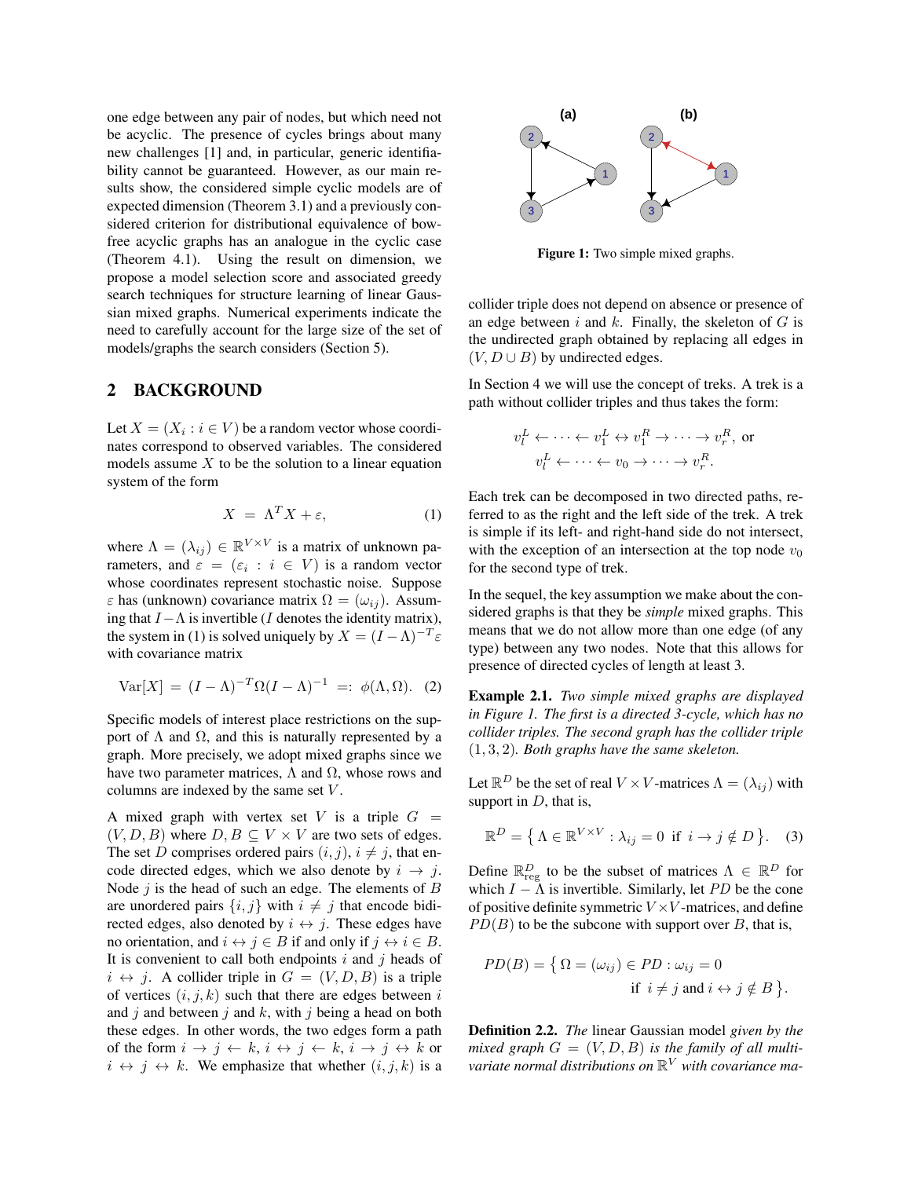one edge between any pair of nodes, but which need not be acyclic. The presence of cycles brings about many new challenges [1] and, in particular, generic identifiability cannot be guaranteed. However, as our main results show, the considered simple cyclic models are of expected dimension (Theorem 3.1) and a previously considered criterion for distributional equivalence of bow-free acyclic graphs has an analogue in the cyclic case (Theorem 4.1). Using the result on dimension, we propose a model selection score and associated greedy search techniques for structure learning of linear Gaussian mixed graphs. Numerical experiments indicate the need to carefully account for the large size of the set of models/graphs the search considers (Section 5).

## 2 BACKGROUND

Let $X = (X_i : i \in V)$ be a random vector whose coordinates correspond to observed variables. The considered models assume $X$ to be the solution to a linear equation system of the form

$$X \;=\; \Lambda^T X + \varepsilon, \tag{1}$$

where $\Lambda = (\lambda_{ij}) \in \mathbb{R}^{V \times V}$ is a matrix of unknown parameters, and $\varepsilon = (\varepsilon_i : i \in V)$ is a random vector whose coordinates represent stochastic noise. Suppose $\varepsilon$ has (unknown) covariance matrix $\Omega = (\omega_{ij})$. Assuming that $I - \Lambda$ is invertible ($I$ denotes the identity matrix), the system in (1) is solved uniquely by $X = (I - \Lambda)^{-T}\varepsilon$ with covariance matrix

$$\mathrm{Var}[X] \;=\; (I-\Lambda)^{-T}\Omega(I-\Lambda)^{-1} \;=:\; \phi(\Lambda, \Omega). \tag{2}$$

Specific models of interest place restrictions on the support of $\Lambda$ and $\Omega$, and this is naturally represented by a graph. More precisely, we adopt mixed graphs since we have two parameter matrices, $\Lambda$ and $\Omega$, whose rows and columns are indexed by the same set $V$.

A mixed graph with vertex set $V$ is a triple $G = (V, D, B)$ where $D, B \subseteq V \times V$ are two sets of edges. The set $D$ comprises ordered pairs $(i, j)$, $i \neq j$, that encode directed edges, which we also denote by $i \to j$. Node $j$ is the head of such an edge. The elements of $B$ are unordered pairs $\{i, j\}$ with $i \neq j$ that encode bidirected edges, also denoted by $i \leftrightarrow j$. These edges have no orientation, and $i \leftrightarrow j \in B$ if and only if $j \leftrightarrow i \in B$. It is convenient to call both endpoints $i$ and $j$ heads of $i \leftrightarrow j$. A collider triple in $G = (V, D, B)$ is a triple of vertices $(i, j, k)$ such that there are edges between $i$ and $j$ and between $j$ and $k$, with $j$ being a head on both these edges. In other words, the two edges form a path of the form $i \to j \leftarrow k$, $i \leftrightarrow j \leftarrow k$, $i \to j \leftrightarrow k$ or $i \leftrightarrow j \leftrightarrow k$. We emphasize that whether $(i, j, k)$ is a collider triple does not depend on absence or presence of an edge between $i$ and $k$. Finally, the skeleton of $G$ is the undirected graph obtained by replacing all edges in $(V, D \cup B)$ by undirected edges.

**Figure 1:** Two simple mixed graphs.

In Section 4 we will use the concept of treks. A trek is a path without collider triples and thus takes the form:

$$\begin{aligned} &v_l^L \leftarrow \cdots \leftarrow v_1^L \leftrightarrow v_1^R \to \cdots \to v_r^R, \text{ or} \\ &v_l^L \leftarrow \cdots \leftarrow v_0 \to \cdots \to v_r^R. \end{aligned}$$

Each trek can be decomposed in two directed paths, referred to as the right and the left side of the trek. A trek is simple if its left- and right-hand side do not intersect, with the exception of an intersection at the top node $v_0$ for the second type of trek.

In the sequel, the key assumption we make about the considered graphs is that they be *simple* mixed graphs. This means that we do not allow more than one edge (of any type) between any two nodes. Note that this allows for presence of directed cycles of length at least 3.

**Example 2.1.** *Two simple mixed graphs are displayed in Figure 1. The first is a directed 3-cycle, which has no collider triples. The second graph has the collider triple* $(1, 3, 2)$. *Both graphs have the same skeleton.*

Let $\mathbb{R}^D$ be the set of real $V \times V$-matrices $\Lambda = (\lambda_{ij})$ with support in $D$, that is,

$$\mathbb{R}^D = \left\{ \Lambda \in \mathbb{R}^{V\times V} : \lambda_{ij} = 0 \text{ if } i \to j \notin D \right\}. \tag{3}$$

Define $\mathbb{R}^D_{\text{reg}}$ to be the subset of matrices $\Lambda \in \mathbb{R}^D$ for which $I - \Lambda$ is invertible. Similarly, let $PD$ be the cone of positive definite symmetric $V \times V$-matrices, and define $PD(B)$ to be the subcone with support over $B$, that is,

$$PD(B) = \left\{ \Omega = (\omega_{ij}) \in PD : \omega_{ij} = 0 \text{ if } i \neq j \text{ and } i \leftrightarrow j \notin B \right\}.$$

**Definition 2.2.** *The* linear Gaussian model *given by the mixed graph* $G = (V, D, B)$ *is the family of all multivariate normal distributions on* $\mathbb{R}^V$ *with covariance ma-*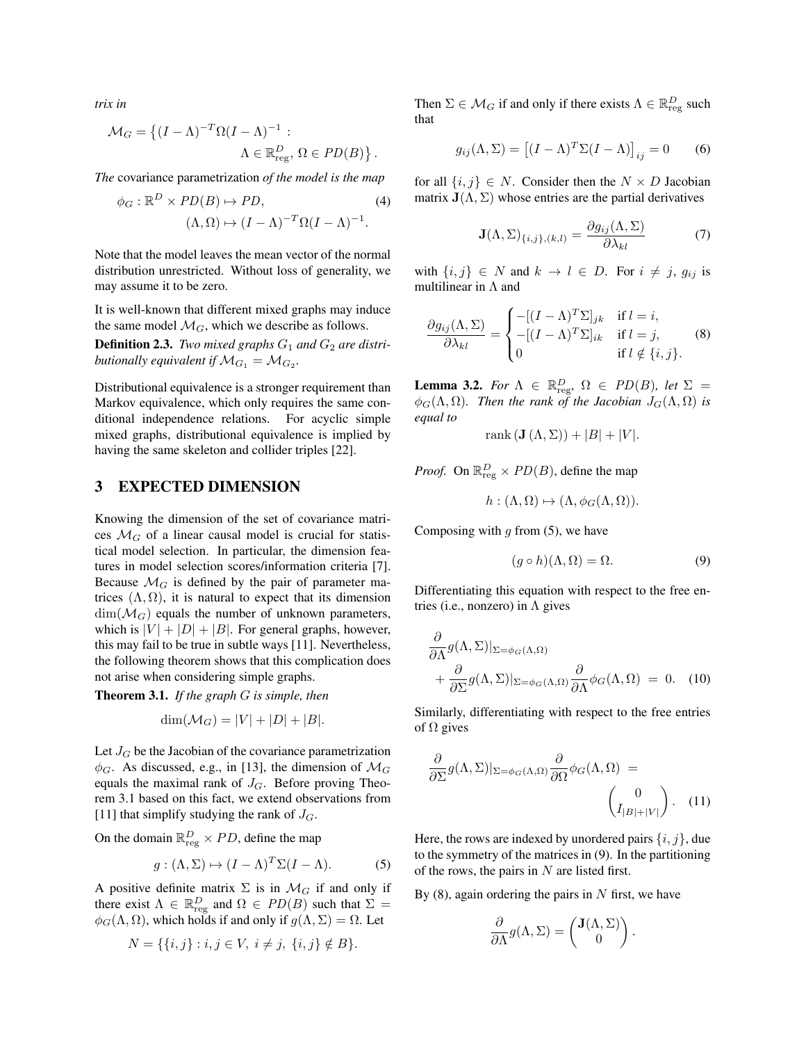*trix in*

$$\mathcal{M}_G = \big\{(I-\Lambda)^{-T}\Omega(I-\Lambda)^{-1} : \Lambda \in \mathbb{R}^D_{\text{reg}},\, \Omega \in PD(B)\big\}.$$

*The* covariance parametrization *of the model is the map*

$$\phi_G : \mathbb{R}^D \times PD(B) \mapsto PD, \qquad (\Lambda, \Omega) \mapsto (I-\Lambda)^{-T}\Omega(I-\Lambda)^{-1}. \tag{4}$$

Note that the model leaves the mean vector of the normal distribution unrestricted. Without loss of generality, we may assume it to be zero.

It is well-known that different mixed graphs may induce the same model $\mathcal{M}_G$, which we describe as follows.

**Definition 2.3.** *Two mixed graphs $G_1$ and $G_2$ are distributionally equivalent if $\mathcal{M}_{G_1} = \mathcal{M}_{G_2}$.*

Distributional equivalence is a stronger requirement than Markov equivalence, which only requires the same conditional independence relations. For acyclic simple mixed graphs, distributional equivalence is implied by having the same skeleton and collider triples [22].

## 3 EXPECTED DIMENSION

Knowing the dimension of the set of covariance matrices $\mathcal{M}_G$ of a linear causal model is crucial for statistical model selection. In particular, the dimension features in model selection scores/information criteria [7]. Because $\mathcal{M}_G$ is defined by the pair of parameter matrices $(\Lambda, \Omega)$, it is natural to expect that its dimension $\dim(\mathcal{M}_G)$ equals the number of unknown parameters, which is $|V| + |D| + |B|$. For general graphs, however, this may fail to be true in subtle ways [11]. Nevertheless, the following theorem shows that this complication does not arise when considering simple graphs.

**Theorem 3.1.** *If the graph $G$ is simple, then*

$$\dim(\mathcal{M}_G) = |V| + |D| + |B|.$$

Let $J_G$ be the Jacobian of the covariance parametrization $\phi_G$. As discussed, e.g., in [13], the dimension of $\mathcal{M}_G$ equals the maximal rank of $J_G$. Before proving Theorem 3.1 based on this fact, we extend observations from [11] that simplify studying the rank of $J_G$.

On the domain $\mathbb{R}^D_{\text{reg}} \times PD$, define the map

$$g : (\Lambda, \Sigma) \mapsto (I-\Lambda)^T\Sigma(I-\Lambda). \tag{5}$$

A positive definite matrix $\Sigma$ is in $\mathcal{M}_G$ if and only if there exist $\Lambda \in \mathbb{R}^D_{\text{reg}}$ and $\Omega \in PD(B)$ such that $\Sigma = \phi_G(\Lambda, \Omega)$, which holds if and only if $g(\Lambda, \Sigma) = \Omega$. Let

$$N = \{\{i,j\} : i,j \in V,\ i \neq j,\ \{i,j\} \notin B\}.$$

Then $\Sigma \in \mathcal{M}_G$ if and only if there exists $\Lambda \in \mathbb{R}^D_{\text{reg}}$ such that

$$g_{ij}(\Lambda, \Sigma) = \big[(I-\Lambda)^T\Sigma(I-\Lambda)\big]_{ij} = 0 \tag{6}$$

for all $\{i,j\} \in N$. Consider then the $N \times D$ Jacobian matrix $\mathbf{J}(\Lambda, \Sigma)$ whose entries are the partial derivatives

$$\mathbf{J}(\Lambda, \Sigma)_{\{i,j\},(k,l)} = \frac{\partial g_{ij}(\Lambda, \Sigma)}{\partial \lambda_{kl}} \tag{7}$$

with $\{i,j\} \in N$ and $k \to l \in D$. For $i \neq j$, $g_{ij}$ is multilinear in $\Lambda$ and

$$\frac{\partial g_{ij}(\Lambda, \Sigma)}{\partial \lambda_{kl}} = \begin{cases} -[(I-\Lambda)^T\Sigma]_{jk} & \text{if } l = i, \\ -[(I-\Lambda)^T\Sigma]_{ik} & \text{if } l = j, \\ 0 & \text{if } l \notin \{i,j\}. \end{cases} \tag{8}$$

**Lemma 3.2.** *For $\Lambda \in \mathbb{R}^D_{\text{reg}}$, $\Omega \in PD(B)$, let $\Sigma = \phi_G(\Lambda, \Omega)$. Then the rank of the Jacobian $J_G(\Lambda, \Omega)$ is equal to*

$$\operatorname{rank}(\mathbf{J}(\Lambda, \Sigma)) + |B| + |V|.$$

*Proof.* On $\mathbb{R}^D_{\text{reg}} \times PD(B)$, define the map

$$h : (\Lambda, \Omega) \mapsto (\Lambda, \phi_G(\Lambda, \Omega)).$$

Composing with $g$ from (5), we have

$$(g \circ h)(\Lambda, \Omega) = \Omega. \tag{9}$$

Differentiating this equation with respect to the free entries (i.e., nonzero) in $\Lambda$ gives

$$\frac{\partial}{\partial \Lambda} g(\Lambda, \Sigma)|_{\Sigma = \phi_G(\Lambda, \Omega)} + \frac{\partial}{\partial \Sigma} g(\Lambda, \Sigma)|_{\Sigma = \phi_G(\Lambda, \Omega)} \frac{\partial}{\partial \Lambda}\phi_G(\Lambda, \Omega) = 0. \tag{10}$$

Similarly, differentiating with respect to the free entries of $\Omega$ gives

$$\frac{\partial}{\partial \Sigma} g(\Lambda, \Sigma)|_{\Sigma = \phi_G(\Lambda, \Omega)} \frac{\partial}{\partial \Omega}\phi_G(\Lambda, \Omega) = \begin{pmatrix} 0 \\ I_{|B|+|V|} \end{pmatrix}. \tag{11}$$

Here, the rows are indexed by unordered pairs $\{i,j\}$, due to the symmetry of the matrices in (9). In the partitioning of the rows, the pairs in $N$ are listed first.

By (8), again ordering the pairs in $N$ first, we have

$$\frac{\partial}{\partial \Lambda} g(\Lambda, \Sigma) = \begin{pmatrix} \mathbf{J}(\Lambda, \Sigma) \\ 0 \end{pmatrix}.$$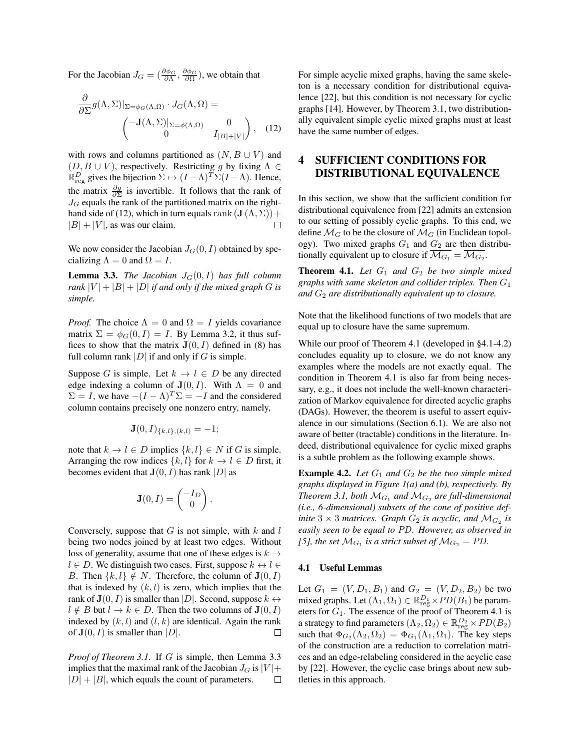For the Jacobian $J_G = (\frac{\partial \phi_G}{\partial \Lambda}, \frac{\partial \phi_G}{\partial \Omega})$, we obtain that

$$\frac{\partial}{\partial \Sigma} g(\Lambda, \Sigma)|_{\Sigma=\phi_G(\Lambda,\Omega)} \cdot J_G(\Lambda, \Omega) = \begin{pmatrix} -\mathbf{J}(\Lambda, \Sigma)|_{\Sigma=\phi(\Lambda,\Omega)} & 0 \\ 0 & I_{|B|+|V|} \end{pmatrix}, \quad (12)$$

with rows and columns partitioned as $(N, B \cup V)$ and $(D, B \cup V)$, respectively. Restricting $g$ by fixing $\Lambda \in \mathbb{R}^D_{\text{reg}}$ gives the bijection $\Sigma \mapsto (I - \Lambda)^T \Sigma (I - \Lambda)$. Hence, the matrix $\frac{\partial g}{\partial \Sigma}$ is invertible. It follows that the rank of $J_G$ equals the rank of the partitioned matrix on the right-hand side of (12), which in turn equals $\text{rank}(\mathbf{J}(\Lambda, \Sigma)) + |B| + |V|$, as was our claim. □

We now consider the Jacobian $J_G(0, I)$ obtained by specializing $\Lambda = 0$ and $\Omega = I$.

**Lemma 3.3.** *The Jacobian $J_G(0, I)$ has full column rank $|V| + |B| + |D|$ if and only if the mixed graph $G$ is simple.*

*Proof.* The choice $\Lambda = 0$ and $\Omega = I$ yields covariance matrix $\Sigma = \phi_G(0, I) = I$. By Lemma 3.2, it thus suffices to show that the matrix $\mathbf{J}(0, I)$ defined in (8) has full column rank $|D|$ if and only if $G$ is simple.

Suppose $G$ is simple. Let $k \to l \in D$ be any directed edge indexing a column of $\mathbf{J}(0, I)$. With $\Lambda = 0$ and $\Sigma = I$, we have $-(I - \Lambda)^T \Sigma = -I$ and the considered column contains precisely one nonzero entry, namely,

$$\mathbf{J}(0, I)_{\{k.l\},(k,l)} = -1;$$

note that $k \to l \in D$ implies $\{k, l\} \in N$ if $G$ is simple. Arranging the row indices $\{k, l\}$ for $k \to l \in D$ first, it becomes evident that $\mathbf{J}(0, I)$ has rank $|D|$ as

$$\mathbf{J}(0, I) = \begin{pmatrix} -I_D \\ 0 \end{pmatrix}.$$

Conversely, suppose that $G$ is not simple, with $k$ and $l$ being two nodes joined by at least two edges. Without loss of generality, assume that one of these edges is $k \to l \in D$. We distinguish two cases. First, suppose $k \leftrightarrow l \in B$. Then $\{k, l\} \notin N$. Therefore, the column of $\mathbf{J}(0, I)$ that is indexed by $(k, l)$ is zero, which implies that the rank of $\mathbf{J}(0, I)$ is smaller than $|D|$. Second, suppose $k \leftrightarrow l \notin B$ but $l \to k \in D$. Then the two columns of $\mathbf{J}(0, I)$ indexed by $(k, l)$ and $(l, k)$ are identical. Again the rank of $\mathbf{J}(0, I)$ is smaller than $|D|$. □

*Proof of Theorem 3.1.* If $G$ is simple, then Lemma 3.3 implies that the maximal rank of the Jacobian $J_G$ is $|V| + |D| + |B|$, which equals the count of parameters. □

For simple acyclic mixed graphs, having the same skeleton is a necessary condition for distributional equivalence [22], but this condition is not necessary for cyclic graphs [14]. However, by Theorem 3.1, two distributionally equivalent simple cyclic mixed graphs must at least have the same number of edges.

# 4 SUFFICIENT CONDITIONS FOR DISTRIBUTIONAL EQUIVALENCE

In this section, we show that the sufficient condition for distributional equivalence from [22] admits an extension to our setting of possibly cyclic graphs. To this end, we define $\overline{\mathcal{M}_G}$ to be the closure of $\mathcal{M}_G$ (in Euclidean topology). Two mixed graphs $G_1$ and $G_2$ are then distributionally equivalent up to closure if $\overline{\mathcal{M}_{G_1}} = \overline{\mathcal{M}_{G_2}}$.

**Theorem 4.1.** *Let $G_1$ and $G_2$ be two simple mixed graphs with same skeleton and collider triples. Then $G_1$ and $G_2$ are distributionally equivalent up to closure.*

Note that the likelihood functions of two models that are equal up to closure have the same supremum.

While our proof of Theorem 4.1 (developed in §4.1-4.2) concludes equality up to closure, we do not know any examples where the models are not exactly equal. The condition in Theorem 4.1 is also far from being necessary, e.g., it does not include the well-known characterization of Markov equivalence for directed acyclic graphs (DAGs). However, the theorem is useful to assert equivalence in our simulations (Section 6.1). We are also not aware of better (tractable) conditions in the literature. Indeed, distributional equivalence for cyclic mixed graphs is a subtle problem as the following example shows.

**Example 4.2.** *Let $G_1$ and $G_2$ be the two simple mixed graphs displayed in Figure 1(a) and (b), respectively. By Theorem 3.1, both $\mathcal{M}_{G_1}$ and $\mathcal{M}_{G_2}$ are full-dimensional (i.e., 6-dimensional) subsets of the cone of positive definite $3 \times 3$ matrices. Graph $G_2$ is acyclic, and $\mathcal{M}_{G_2}$ is easily seen to be equal to $PD$. However, as observed in [5], the set $\mathcal{M}_{G_1}$ is a strict subset of $\mathcal{M}_{G_2} = PD$.*

## 4.1 Useful Lemmas

Let $G_1 = (V, D_1, B_1)$ and $G_2 = (V, D_2, B_2)$ be two mixed graphs. Let $(\Lambda_1, \Omega_1) \in \mathbb{R}^{D_1}_{\text{reg}} \times PD(B_1)$ be parameters for $G_1$. The essence of the proof of Theorem 4.1 is a strategy to find parameters $(\Lambda_2, \Omega_2) \in \mathbb{R}^{D_2}_{\text{reg}} \times PD(B_2)$ such that $\Phi_{G_2}(\Lambda_2, \Omega_2) = \Phi_{G_1}(\Lambda_1, \Omega_1)$. The key steps of the construction are a reduction to correlation matrices and an edge-relabeling considered in the acyclic case by [22]. However, the cyclic case brings about new subtleties in this approach.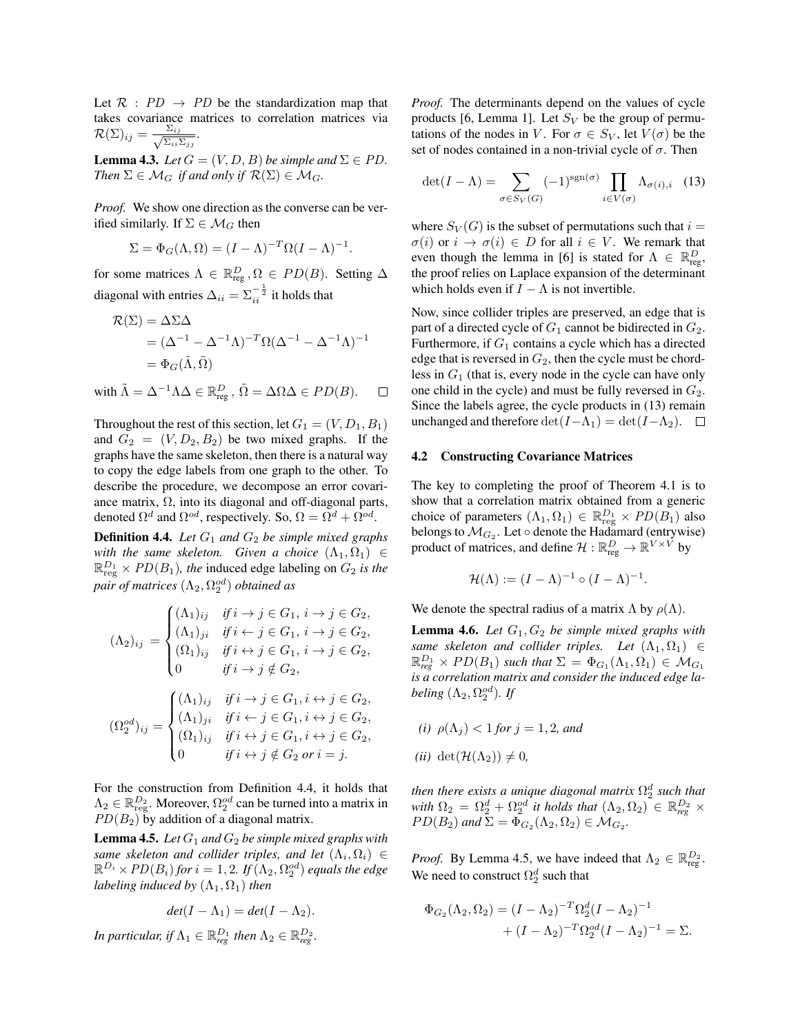Let $\mathcal{R} : PD \to PD$ be the standardization map that takes covariance matrices to correlation matrices via $\mathcal{R}(\Sigma)_{ij} = \frac{\Sigma_{ij}}{\sqrt{\Sigma_{ii}\Sigma_{jj}}}$.

**Lemma 4.3.** *Let $G = (V, D, B)$ be simple and $\Sigma \in PD$. Then $\Sigma \in \mathcal{M}_G$ if and only if $\mathcal{R}(\Sigma) \in \mathcal{M}_G$.*

*Proof.* We show one direction as the converse can be verified similarly. If $\Sigma \in \mathcal{M}_G$ then

$$\Sigma = \Phi_G(\Lambda, \Omega) = (I - \Lambda)^{-T}\Omega(I - \Lambda)^{-1}.$$

for some matrices $\Lambda \in \mathbb{R}^D_{\text{reg}}, \Omega \in PD(B)$. Setting $\Delta$ diagonal with entries $\Delta_{ii} = \Sigma_{ii}^{-\frac{1}{2}}$ it holds that

$$\begin{aligned}\mathcal{R}(\Sigma) &= \Delta\Sigma\Delta \\ &= (\Delta^{-1} - \Delta^{-1}\Lambda)^{-T}\Omega(\Delta^{-1} - \Delta^{-1}\Lambda)^{-1} \\ &= \Phi_G(\tilde{\Lambda}, \tilde{\Omega})\end{aligned}$$

with $\tilde{\Lambda} = \Delta^{-1}\Lambda\Delta \in \mathbb{R}^D_{\text{reg}}$, $\tilde{\Omega} = \Delta\Omega\Delta \in PD(B)$. $\square$

Throughout the rest of this section, let $G_1 = (V, D_1, B_1)$ and $G_2 = (V, D_2, B_2)$ be two mixed graphs. If the graphs have the same skeleton, then there is a natural way to copy the edge labels from one graph to the other. To describe the procedure, we decompose an error covariance matrix, $\Omega$, into its diagonal and off-diagonal parts, denoted $\Omega^d$ and $\Omega^{od}$, respectively. So, $\Omega = \Omega^d + \Omega^{od}$.

**Definition 4.4.** *Let $G_1$ and $G_2$ be simple mixed graphs with the same skeleton. Given a choice $(\Lambda_1, \Omega_1) \in \mathbb{R}^{D_1}_{\text{reg}} \times PD(B_1)$, the* induced edge labeling *on $G_2$ is the pair of matrices $(\Lambda_2, \Omega_2^{od})$ obtained as*

$$(\Lambda_2)_{ij} = \begin{cases} (\Lambda_1)_{ij} & \text{if } i \to j \in G_1,\, i \to j \in G_2, \\ (\Lambda_1)_{ji} & \text{if } i \leftarrow j \in G_1,\, i \to j \in G_2, \\ (\Omega_1)_{ij} & \text{if } i \leftrightarrow j \in G_1,\, i \to j \in G_2, \\ 0 & \text{if } i \to j \notin G_2, \end{cases}$$

$$(\Omega_2^{od})_{ij} = \begin{cases} (\Lambda_1)_{ij} & \text{if } i \to j \in G_1, i \leftrightarrow j \in G_2, \\ (\Lambda_1)_{ji} & \text{if } i \leftarrow j \in G_1, i \leftrightarrow j \in G_2, \\ (\Omega_1)_{ij} & \text{if } i \leftrightarrow j \in G_1, i \leftrightarrow j \in G_2, \\ 0 & \text{if } i \leftrightarrow j \notin G_2 \text{ or } i = j. \end{cases}$$

For the construction from Definition 4.4, it holds that $\Lambda_2 \in \mathbb{R}^{D_2}_{\text{reg}}$. Moreover, $\Omega_2^{od}$ can be turned into a matrix in $PD(B_2)$ by addition of a diagonal matrix.

**Lemma 4.5.** *Let $G_1$ and $G_2$ be simple mixed graphs with same skeleton and collider triples, and let $(\Lambda_i, \Omega_i) \in \mathbb{R}^{D_i} \times PD(B_i)$ for $i = 1, 2$. If $(\Lambda_2, \Omega_2^{od})$ equals the edge labeling induced by $(\Lambda_1, \Omega_1)$ then*

$$\det(I - \Lambda_1) = \det(I - \Lambda_2).$$

*In particular, if $\Lambda_1 \in \mathbb{R}^{D_1}_{reg}$ then $\Lambda_2 \in \mathbb{R}^{D_2}_{reg}$.*

*Proof.* The determinants depend on the values of cycle products [6, Lemma 1]. Let $S_V$ be the group of permutations of the nodes in $V$. For $\sigma \in S_V$, let $V(\sigma)$ be the set of nodes contained in a non-trivial cycle of $\sigma$. Then

$$\det(I - \Lambda) = \sum_{\sigma \in S_V(G)} (-1)^{\text{sgn}(\sigma)} \prod_{i \in V(\sigma)} \Lambda_{\sigma(i),i} \quad (13)$$

where $S_V(G)$ is the subset of permutations such that $i = \sigma(i)$ or $i \to \sigma(i) \in D$ for all $i \in V$. We remark that even though the lemma in [6] is stated for $\Lambda \in \mathbb{R}^D_{\text{reg}}$, the proof relies on Laplace expansion of the determinant which holds even if $I - \Lambda$ is not invertible.

Now, since collider triples are preserved, an edge that is part of a directed cycle of $G_1$ cannot be bidirected in $G_2$. Furthermore, if $G_1$ contains a cycle which has a directed edge that is reversed in $G_2$, then the cycle must be chordless in $G_1$ (that is, every node in the cycle can have only one child in the cycle) and must be fully reversed in $G_2$. Since the labels agree, the cycle products in (13) remain unchanged and therefore $\det(I - \Lambda_1) = \det(I - \Lambda_2)$. $\square$

### 4.2 Constructing Covariance Matrices

The key to completing the proof of Theorem 4.1 is to show that a correlation matrix obtained from a generic choice of parameters $(\Lambda_1, \Omega_1) \in \mathbb{R}^{D_1}_{\text{reg}} \times PD(B_1)$ also belongs to $\mathcal{M}_{G_2}$. Let $\circ$ denote the Hadamard (entrywise) product of matrices, and define $\mathcal{H} : \mathbb{R}^D_{\text{reg}} \to \mathbb{R}^{V \times V}$ by

$$\mathcal{H}(\Lambda) := (I - \Lambda)^{-1} \circ (I - \Lambda)^{-1}.$$

We denote the spectral radius of a matrix $\Lambda$ by $\rho(\Lambda)$.

**Lemma 4.6.** *Let $G_1, G_2$ be simple mixed graphs with same skeleton and collider triples. Let $(\Lambda_1, \Omega_1) \in \mathbb{R}^{D_1}_{reg} \times PD(B_1)$ such that $\Sigma = \Phi_{G_1}(\Lambda_1, \Omega_1) \in \mathcal{M}_{G_1}$ is a correlation matrix and consider the induced edge labeling $(\Lambda_2, \Omega_2^{od})$. If*

*(i) $\rho(\Lambda_j) < 1$ for $j = 1, 2$, and*

*(ii) $\det(\mathcal{H}(\Lambda_2)) \neq 0$,*

*then there exists a unique diagonal matrix $\Omega_2^d$ such that with $\Omega_2 = \Omega_2^d + \Omega_2^{od}$ it holds that $(\Lambda_2, \Omega_2) \in \mathbb{R}^{D_2}_{reg} \times PD(B_2)$ and $\Sigma = \Phi_{G_2}(\Lambda_2, \Omega_2) \in \mathcal{M}_{G_2}$.*

*Proof.* By Lemma 4.5, we have indeed that $\Lambda_2 \in \mathbb{R}^{D_2}_{\text{reg}}$. We need to construct $\Omega_2^d$ such that

$$\begin{aligned}\Phi_{G_2}(\Lambda_2, \Omega_2) &= (I - \Lambda_2)^{-T}\Omega_2^d(I - \Lambda_2)^{-1} \\ &\quad + (I - \Lambda_2)^{-T}\Omega_2^{od}(I - \Lambda_2)^{-1} = \Sigma.\end{aligned}$$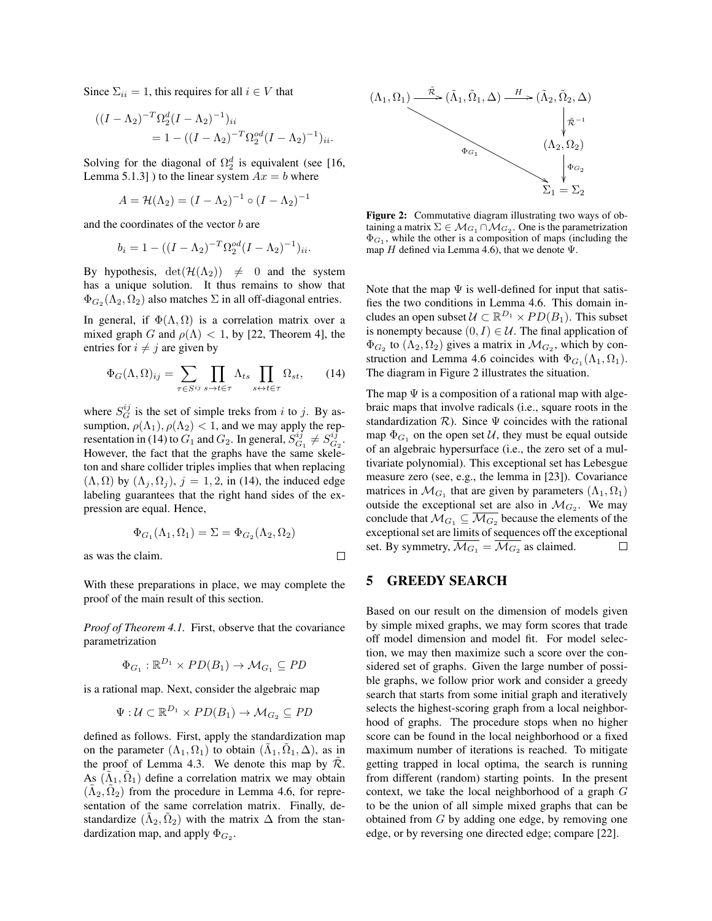Since $\Sigma_{ii} = 1$, this requires for all $i \in V$ that

$$((I - \Lambda_2)^{-T} \Omega_2^d (I - \Lambda_2)^{-1})_{ii} = 1 - ((I - \Lambda_2)^{-T} \Omega_2^{od} (I - \Lambda_2)^{-1})_{ii}.$$

Solving for the diagonal of $\Omega_2^d$ is equivalent (see [16, Lemma 5.1.3] ) to the linear system $Ax = b$ where

$$A = \mathcal{H}(\Lambda_2) = (I - \Lambda_2)^{-1} \circ (I - \Lambda_2)^{-1}$$

and the coordinates of the vector $b$ are

$$b_i = 1 - ((I - \Lambda_2)^{-T} \Omega_2^{od} (I - \Lambda_2)^{-1})_{ii}.$$

By hypothesis, $\det(\mathcal{H}(\Lambda_2)) \neq 0$ and the system has a unique solution. It thus remains to show that $\Phi_{G_2}(\Lambda_2, \Omega_2)$ also matches $\Sigma$ in all off-diagonal entries.

In general, if $\Phi(\Lambda, \Omega)$ is a correlation matrix over a mixed graph $G$ and $\rho(\Lambda) < 1$, by [22, Theorem 4], the entries for $i \neq j$ are given by

$$\Phi_G(\Lambda, \Omega)_{ij} = \sum_{\tau \in S^{ij}} \prod_{s \to t \in \tau} \Lambda_{ts} \prod_{s \leftrightarrow t \in \tau} \Omega_{st}, \qquad (14)$$

where $S_G^{ij}$ is the set of simple treks from $i$ to $j$. By assumption, $\rho(\Lambda_1), \rho(\Lambda_2) < 1$, and we may apply the representation in (14) to $G_1$ and $G_2$. In general, $S_{G_1}^{ij} \neq S_{G_2}^{ij}$. However, the fact that the graphs have the same skeleton and share collider triples implies that when replacing $(\Lambda, \Omega)$ by $(\Lambda_j, \Omega_j)$, $j = 1, 2$, in (14), the induced edge labeling guarantees that the right hand sides of the expression are equal. Hence,

$$\Phi_{G_1}(\Lambda_1, \Omega_1) = \Sigma = \Phi_{G_2}(\Lambda_2, \Omega_2)$$

as was the claim. □

With these preparations in place, we may complete the proof of the main result of this section.

*Proof of Theorem 4.1.* First, observe that the covariance parametrization

$$\Phi_{G_1} : \mathbb{R}^{D_1} \times PD(B_1) \to \mathcal{M}_{G_1} \subseteq PD$$

is a rational map. Next, consider the algebraic map

$$\Psi : \mathcal{U} \subset \mathbb{R}^{D_1} \times PD(B_1) \to \mathcal{M}_{G_2} \subseteq PD$$

defined as follows. First, apply the standardization map on the parameter $(\Lambda_1, \Omega_1)$ to obtain $(\tilde{\Lambda}_1, \tilde{\Omega}_1, \Delta)$, as in the proof of Lemma 4.3. We denote this map by $\tilde{\mathcal{R}}$. As $(\tilde{\Lambda}_1, \tilde{\Omega}_1)$ define a correlation matrix we may obtain $(\tilde{\Lambda}_2, \tilde{\Omega}_2)$ from the procedure in Lemma 4.6, for representation of the same correlation matrix. Finally, destandardize $(\tilde{\Lambda}_2, \tilde{\Omega}_2)$ with the matrix $\Delta$ from the standardization map, and apply $\Phi_{G_2}$.

$$\begin{array}{ccccc}
(\Lambda_1, \Omega_1) & \xrightarrow{\tilde{\mathcal{R}}} & (\tilde{\Lambda}_1, \tilde{\Omega}_1, \Delta) & \xrightarrow{H} & (\tilde{\Lambda}_2, \tilde{\Omega}_2, \Delta) \\
& & & & \downarrow \tilde{\mathcal{R}}^{-1} \\
& \searrow^{\Phi_{G_1}} & & & (\Lambda_2, \Omega_2) \\
& & & & \downarrow \Phi_{G_2} \\
& & & & \Sigma_1 = \Sigma_2
\end{array}$$

**Figure 2:** Commutative diagram illustrating two ways of obtaining a matrix $\Sigma \in \mathcal{M}_{G_1} \cap \mathcal{M}_{G_2}$. One is the parametrization $\Phi_{G_1}$, while the other is a composition of maps (including the map $H$ defined via Lemma 4.6), that we denote $\Psi$.

Note that the map $\Psi$ is well-defined for input that satisfies the two conditions in Lemma 4.6. This domain includes an open subset $\mathcal{U} \subset \mathbb{R}^{D_1} \times PD(B_1)$. This subset is nonempty because $(0, I) \in \mathcal{U}$. The final application of $\Phi_{G_2}$ to $(\Lambda_2, \Omega_2)$ gives a matrix in $\mathcal{M}_{G_2}$, which by construction and Lemma 4.6 coincides with $\Phi_{G_1}(\Lambda_1, \Omega_1)$. The diagram in Figure 2 illustrates the situation.

The map $\Psi$ is a composition of a rational map with algebraic maps that involve radicals (i.e., square roots in the standardization $\mathcal{R}$). Since $\Psi$ coincides with the rational map $\Phi_{G_1}$ on the open set $\mathcal{U}$, they must be equal outside of an algebraic hypersurface (i.e., the zero set of a multivariate polynomial). This exceptional set has Lebesgue measure zero (see, e.g., the lemma in [23]). Covariance matrices in $\mathcal{M}_{G_1}$ that are given by parameters $(\Lambda_1, \Omega_1)$ outside the exceptional set are also in $\mathcal{M}_{G_2}$. We may conclude that $\mathcal{M}_{G_1} \subseteq \overline{\mathcal{M}_{G_2}}$ because the elements of the exceptional set are limits of sequences off the exceptional set. By symmetry, $\overline{\mathcal{M}_{G_1}} = \overline{\mathcal{M}_{G_2}}$ as claimed. □

## 5 GREEDY SEARCH

Based on our result on the dimension of models given by simple mixed graphs, we may form scores that trade off model dimension and model fit. For model selection, we may then maximize such a score over the considered set of graphs. Given the large number of possible graphs, we follow prior work and consider a greedy search that starts from some initial graph and iteratively selects the highest-scoring graph from a local neighborhood of graphs. The procedure stops when no higher score can be found in the local neighborhood or a fixed maximum number of iterations is reached. To mitigate getting trapped in local optima, the search is running from different (random) starting points. In the present context, we take the local neighborhood of a graph $G$ to be the union of all simple mixed graphs that can be obtained from $G$ by adding one edge, by removing one edge, or by reversing one directed edge; compare [22].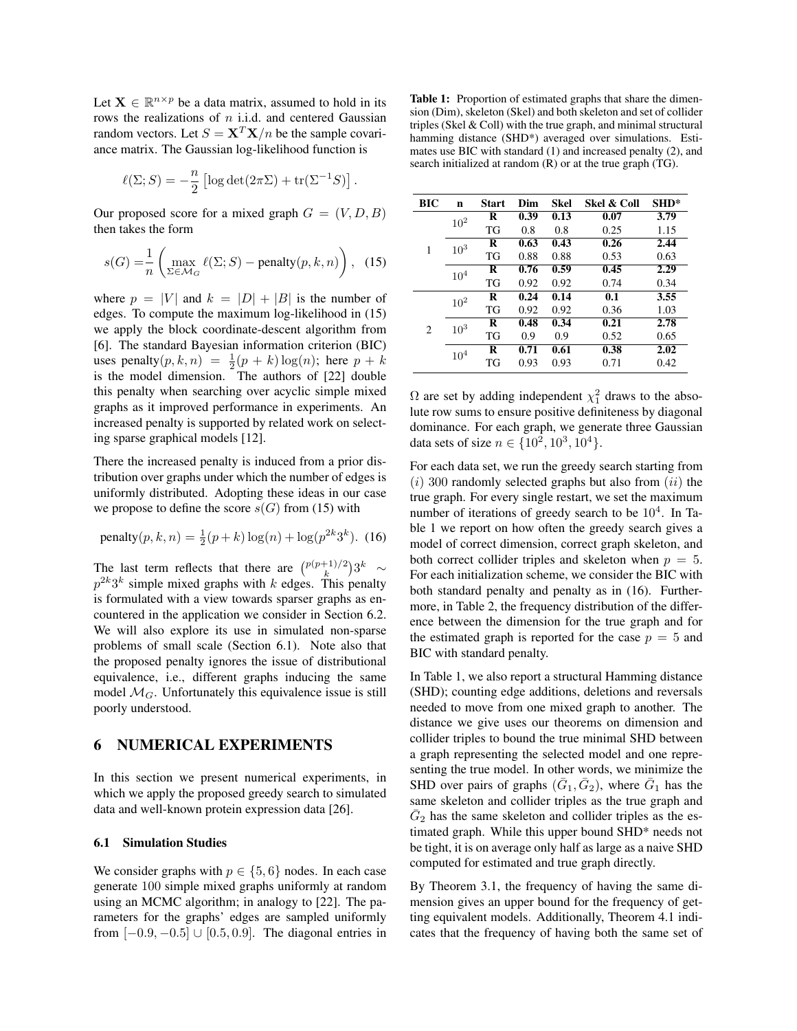Let $\mathbf{X} \in \mathbb{R}^{n \times p}$ be a data matrix, assumed to hold in its rows the realizations of $n$ i.i.d. and centered Gaussian random vectors. Let $S = \mathbf{X}^T\mathbf{X}/n$ be the sample covariance matrix. The Gaussian log-likelihood function is

$$\ell(\Sigma; S) = -\frac{n}{2}\left[\log\det(2\pi\Sigma) + \mathrm{tr}(\Sigma^{-1}S)\right].$$

Our proposed score for a mixed graph $G = (V, D, B)$ then takes the form

$$s(G) = \frac{1}{n}\left(\max_{\Sigma \in \mathcal{M}_G} \ell(\Sigma; S) - \mathrm{penalty}(p, k, n)\right), \quad (15)$$

where $p = |V|$ and $k = |D| + |B|$ is the number of edges. To compute the maximum log-likelihood in (15) we apply the block coordinate-descent algorithm from [6]. The standard Bayesian information criterion (BIC) uses $\mathrm{penalty}(p, k, n) = \frac{1}{2}(p + k)\log(n)$; here $p + k$ is the model dimension. The authors of [22] double this penalty when searching over acyclic simple mixed graphs as it improved performance in experiments. An increased penalty is supported by related work on selecting sparse graphical models [12].

There the increased penalty is induced from a prior distribution over graphs under which the number of edges is uniformly distributed. Adopting these ideas in our case we propose to define the score $s(G)$ from (15) with

$$\mathrm{penalty}(p, k, n) = \tfrac{1}{2}(p + k)\log(n) + \log(p^{2k}3^k). \quad (16)$$

The last term reflects that there are $\binom{p(p+1)/2}{k}3^k \sim p^{2k}3^k$ simple mixed graphs with $k$ edges. This penalty is formulated with a view towards sparser graphs as encountered in the application we consider in Section 6.2. We will also explore its use in simulated non-sparse problems of small scale (Section 6.1). Note also that the proposed penalty ignores the issue of distributional equivalence, i.e., different graphs inducing the same model $\mathcal{M}_G$. Unfortunately this equivalence issue is still poorly understood.

## 6 NUMERICAL EXPERIMENTS

In this section we present numerical experiments, in which we apply the proposed greedy search to simulated data and well-known protein expression data [26].

### 6.1 Simulation Studies

We consider graphs with $p \in \{5, 6\}$ nodes. In each case generate 100 simple mixed graphs uniformly at random using an MCMC algorithm; in analogy to [22]. The parameters for the graphs' edges are sampled uniformly from $[-0.9, -0.5] \cup [0.5, 0.9]$. The diagonal entries in $\Omega$ are set by adding independent $\chi^2_1$ draws to the absolute row sums to ensure positive definiteness by diagonal dominance. For each graph, we generate three Gaussian data sets of size $n \in \{10^2, 10^3, 10^4\}$.

**Table 1:** Proportion of estimated graphs that share the dimension (Dim), skeleton (Skel) and both skeleton and set of collider triples (Skel & Coll) with the true graph, and minimal structural hamming distance (SHD*) averaged over simulations. Estimates use BIC with standard (1) and increased penalty (2), and search initialized at random (R) or at the true graph (TG).

| BIC | n | Start | Dim | Skel | Skel & Coll | SHD* |
|---|---|---|---|---|---|---|
| 1 | $10^2$ | **R** | **0.39** | **0.13** | **0.07** | **3.79** |
| | | TG | 0.8 | 0.8 | 0.25 | 1.15 |
| | $10^3$ | **R** | **0.63** | **0.43** | **0.26** | **2.44** |
| | | TG | 0.88 | 0.88 | 0.53 | 0.63 |
| | $10^4$ | **R** | **0.76** | **0.59** | **0.45** | **2.29** |
| | | TG | 0.92 | 0.92 | 0.74 | 0.34 |
| 2 | $10^2$ | **R** | **0.24** | **0.14** | **0.1** | **3.55** |
| | | TG | 0.92 | 0.92 | 0.36 | 1.03 |
| | $10^3$ | **R** | **0.48** | **0.34** | **0.21** | **2.78** |
| | | TG | 0.9 | 0.9 | 0.52 | 0.65 |
| | $10^4$ | **R** | **0.71** | **0.61** | **0.38** | **2.02** |
| | | TG | 0.93 | 0.93 | 0.71 | 0.42 |

For each data set, we run the greedy search starting from $(i)$ 300 randomly selected graphs but also from $(ii)$ the true graph. For every single restart, we set the maximum number of iterations of greedy search to be $10^4$. In Table 1 we report on how often the greedy search gives a model of correct dimension, correct graph skeleton, and both correct collider triples and skeleton when $p = 5$. For each initialization scheme, we consider the BIC with both standard penalty and penalty as in (16). Furthermore, in Table 2, the frequency distribution of the difference between the dimension for the true graph and for the estimated graph is reported for the case $p = 5$ and BIC with standard penalty.

In Table 1, we also report a structural Hamming distance (SHD); counting edge additions, deletions and reversals needed to move from one mixed graph to another. The distance we give uses our theorems on dimension and collider triples to bound the true minimal SHD between a graph representing the selected model and one representing the true model. In other words, we minimize the SHD over pairs of graphs $(\bar{G}_1, \bar{G}_2)$, where $\bar{G}_1$ has the same skeleton and collider triples as the true graph and $\bar{G}_2$ has the same skeleton and collider triples as the estimated graph. While this upper bound SHD* needs not be tight, it is on average only half as large as a naive SHD computed for estimated and true graph directly.

By Theorem 3.1, the frequency of having the same dimension gives an upper bound for the frequency of getting equivalent models. Additionally, Theorem 4.1 indicates that the frequency of having both the same set of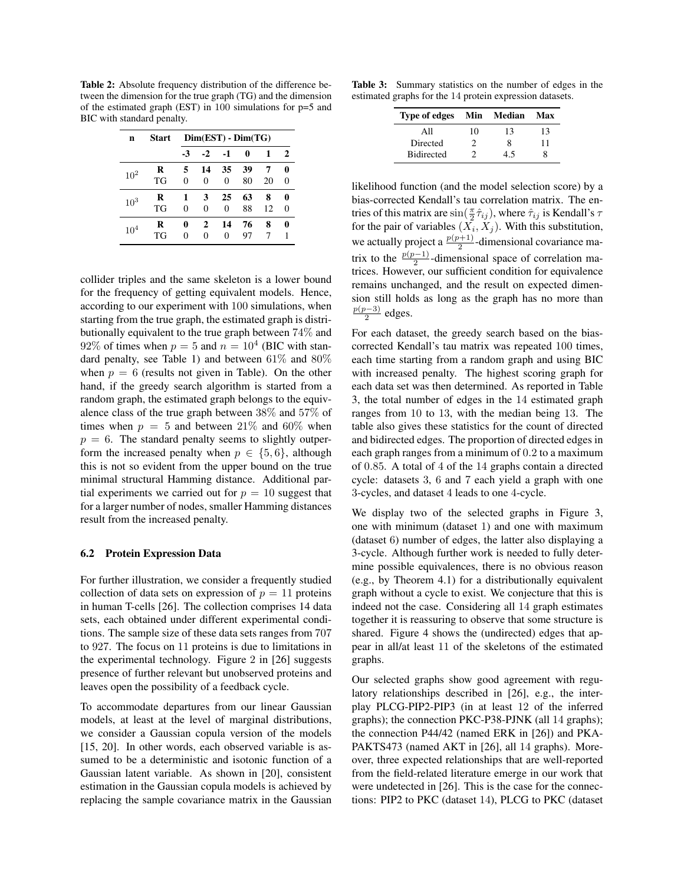**Table 2:** Absolute frequency distribution of the difference between the dimension for the true graph (TG) and the dimension of the estimated graph (EST) in 100 simulations for p=5 and BIC with standard penalty.

| n | Start | Dim(EST) - Dim(TG) | | | | | |
|---|---|---|---|---|---|---|---|
| | | -3 | -2 | -1 | 0 | 1 | 2 |
| $10^2$ | **R** | **5** | **14** | **35** | **39** | **7** | **0** |
| | TG | 0 | 0 | 0 | 80 | 20 | 0 |
| $10^3$ | **R** | **1** | **3** | **25** | **63** | **8** | **0** |
| | TG | 0 | 0 | 0 | 88 | 12 | 0 |
| $10^4$ | **R** | **0** | **2** | **14** | **76** | **8** | **0** |
| | TG | 0 | 0 | 0 | 97 | 7 | 1 |

collider triples and the same skeleton is a lower bound for the frequency of getting equivalent models. Hence, according to our experiment with 100 simulations, when starting from the true graph, the estimated graph is distributionally equivalent to the true graph between 74% and 92% of times when $p = 5$ and $n = 10^4$ (BIC with standard penalty, see Table 1) and between 61% and 80% when $p = 6$ (results not given in Table). On the other hand, if the greedy search algorithm is started from a random graph, the estimated graph belongs to the equivalence class of the true graph between 38% and 57% of times when $p = 5$ and between 21% and 60% when $p = 6$. The standard penalty seems to slightly outperform the increased penalty when $p \in \{5, 6\}$, although this is not so evident from the upper bound on the true minimal structural Hamming distance. Additional partial experiments we carried out for $p = 10$ suggest that for a larger number of nodes, smaller Hamming distances result from the increased penalty.

### 6.2 Protein Expression Data

For further illustration, we consider a frequently studied collection of data sets on expression of $p = 11$ proteins in human T-cells [26]. The collection comprises 14 data sets, each obtained under different experimental conditions. The sample size of these data sets ranges from 707 to 927. The focus on 11 proteins is due to limitations in the experimental technology. Figure 2 in [26] suggests presence of further relevant but unobserved proteins and leaves open the possibility of a feedback cycle.

To accommodate departures from our linear Gaussian models, at least at the level of marginal distributions, we consider a Gaussian copula version of the models [15, 20]. In other words, each observed variable is assumed to be a deterministic and isotonic function of a Gaussian latent variable. As shown in [20], consistent estimation in the Gaussian copula models is achieved by replacing the sample covariance matrix in the Gaussian

**Table 3:** Summary statistics on the number of edges in the estimated graphs for the 14 protein expression datasets.

| Type of edges | Min | Median | Max |
|---|---|---|---|
| All | 10 | 13 | 13 |
| Directed | 2 | 8 | 11 |
| Bidirected | 2 | 4.5 | 8 |

likelihood function (and the model selection score) by a bias-corrected Kendall's tau correlation matrix. The entries of this matrix are $\sin(\frac{\pi}{2}\hat{\tau}_{ij})$, where $\hat{\tau}_{ij}$ is Kendall's $\tau$ for the pair of variables $(X_i, X_j)$. With this substitution, we actually project a $\frac{p(p+1)}{2}$-dimensional covariance matrix to the $\frac{p(p-1)}{2}$-dimensional space of correlation matrices. However, our sufficient condition for equivalence remains unchanged, and the result on expected dimension still holds as long as the graph has no more than $\frac{p(p-3)}{2}$ edges.

For each dataset, the greedy search based on the bias-corrected Kendall's tau matrix was repeated 100 times, each time starting from a random graph and using BIC with increased penalty. The highest scoring graph for each data set was then determined. As reported in Table 3, the total number of edges in the 14 estimated graph ranges from 10 to 13, with the median being 13. The table also gives these statistics for the count of directed and bidirected edges. The proportion of directed edges in each graph ranges from a minimum of 0.2 to a maximum of 0.85. A total of 4 of the 14 graphs contain a directed cycle: datasets 3, 6 and 7 each yield a graph with one 3-cycles, and dataset 4 leads to one 4-cycle.

We display two of the selected graphs in Figure 3, one with minimum (dataset 1) and one with maximum (dataset 6) number of edges, the latter also displaying a 3-cycle. Although further work is needed to fully determine possible equivalences, there is no obvious reason (e.g., by Theorem 4.1) for a distributionally equivalent graph without a cycle to exist. We conjecture that this is indeed not the case. Considering all 14 graph estimates together it is reassuring to observe that some structure is shared. Figure 4 shows the (undirected) edges that appear in all/at least 11 of the skeletons of the estimated graphs.

Our selected graphs show good agreement with regulatory relationships described in [26], e.g., the interplay PLCG-PIP2-PIP3 (in at least 12 of the inferred graphs); the connection PKC-P38-PJNK (all 14 graphs); the connection P44/42 (named ERK in [26]) and PKA-PAKTS473 (named AKT in [26], all 14 graphs). Moreover, three expected relationships that are well-reported from the field-related literature emerge in our work that were undetected in [26]. This is the case for the connections: PIP2 to PKC (dataset 14), PLCG to PKC (dataset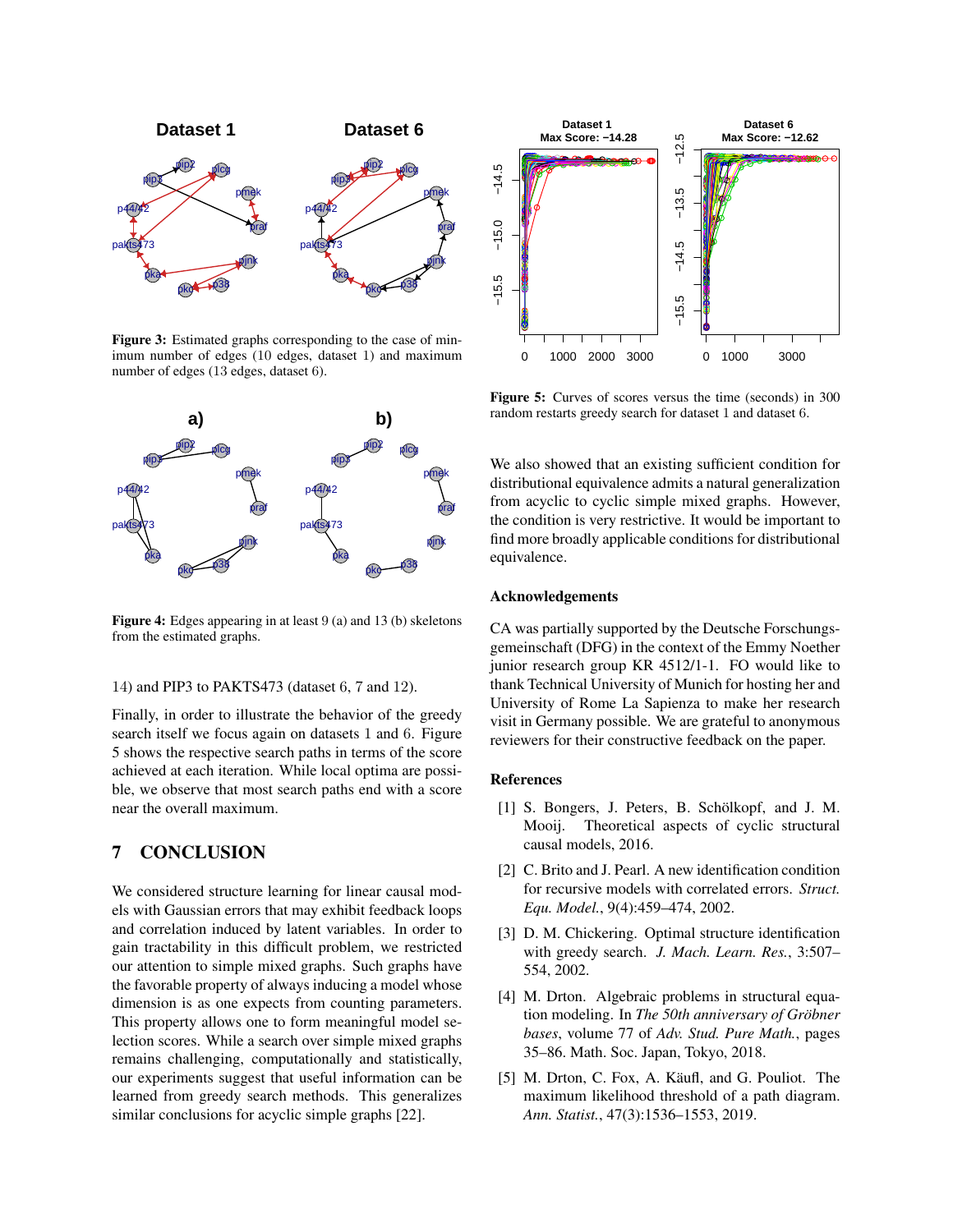Figure 3: Estimated graphs corresponding to the case of minimum number of edges (10 edges, dataset 1) and maximum number of edges (13 edges, dataset 6).

Figure 4: Edges appearing in at least 9 (a) and 13 (b) skeletons from the estimated graphs.

14) and PIP3 to PAKTS473 (dataset 6, 7 and 12).

Finally, in order to illustrate the behavior of the greedy search itself we focus again on datasets 1 and 6. Figure 5 shows the respective search paths in terms of the score achieved at each iteration. While local optima are possible, we observe that most search paths end with a score near the overall maximum.

## 7 CONCLUSION

We considered structure learning for linear causal models with Gaussian errors that may exhibit feedback loops and correlation induced by latent variables. In order to gain tractability in this difficult problem, we restricted our attention to simple mixed graphs. Such graphs have the favorable property of always inducing a model whose dimension is as one expects from counting parameters. This property allows one to form meaningful model selection scores. While a search over simple mixed graphs remains challenging, computationally and statistically, our experiments suggest that useful information can be learned from greedy search methods. This generalizes similar conclusions for acyclic simple graphs [22].

Figure 5: Curves of scores versus the time (seconds) in 300 random restarts greedy search for dataset 1 and dataset 6.

We also showed that an existing sufficient condition for distributional equivalence admits a natural generalization from acyclic to cyclic simple mixed graphs. However, the condition is very restrictive. It would be important to find more broadly applicable conditions for distributional equivalence.

### Acknowledgements

CA was partially supported by the Deutsche Forschungsgemeinschaft (DFG) in the context of the Emmy Noether junior research group KR 4512/1-1. FO would like to thank Technical University of Munich for hosting her and University of Rome La Sapienza to make her research visit in Germany possible. We are grateful to anonymous reviewers for their constructive feedback on the paper.

### References

[1] S. Bongers, J. Peters, B. Schölkopf, and J. M. Mooij. Theoretical aspects of cyclic structural causal models, 2016.

[2] C. Brito and J. Pearl. A new identification condition for recursive models with correlated errors. *Struct. Equ. Model.*, 9(4):459–474, 2002.

[3] D. M. Chickering. Optimal structure identification with greedy search. *J. Mach. Learn. Res.*, 3:507–554, 2002.

[4] M. Drton. Algebraic problems in structural equation modeling. In *The 50th anniversary of Gröbner bases*, volume 77 of *Adv. Stud. Pure Math.*, pages 35–86. Math. Soc. Japan, Tokyo, 2018.

[5] M. Drton, C. Fox, A. Käufl, and G. Pouliot. The maximum likelihood threshold of a path diagram. *Ann. Statist.*, 47(3):1536–1553, 2019.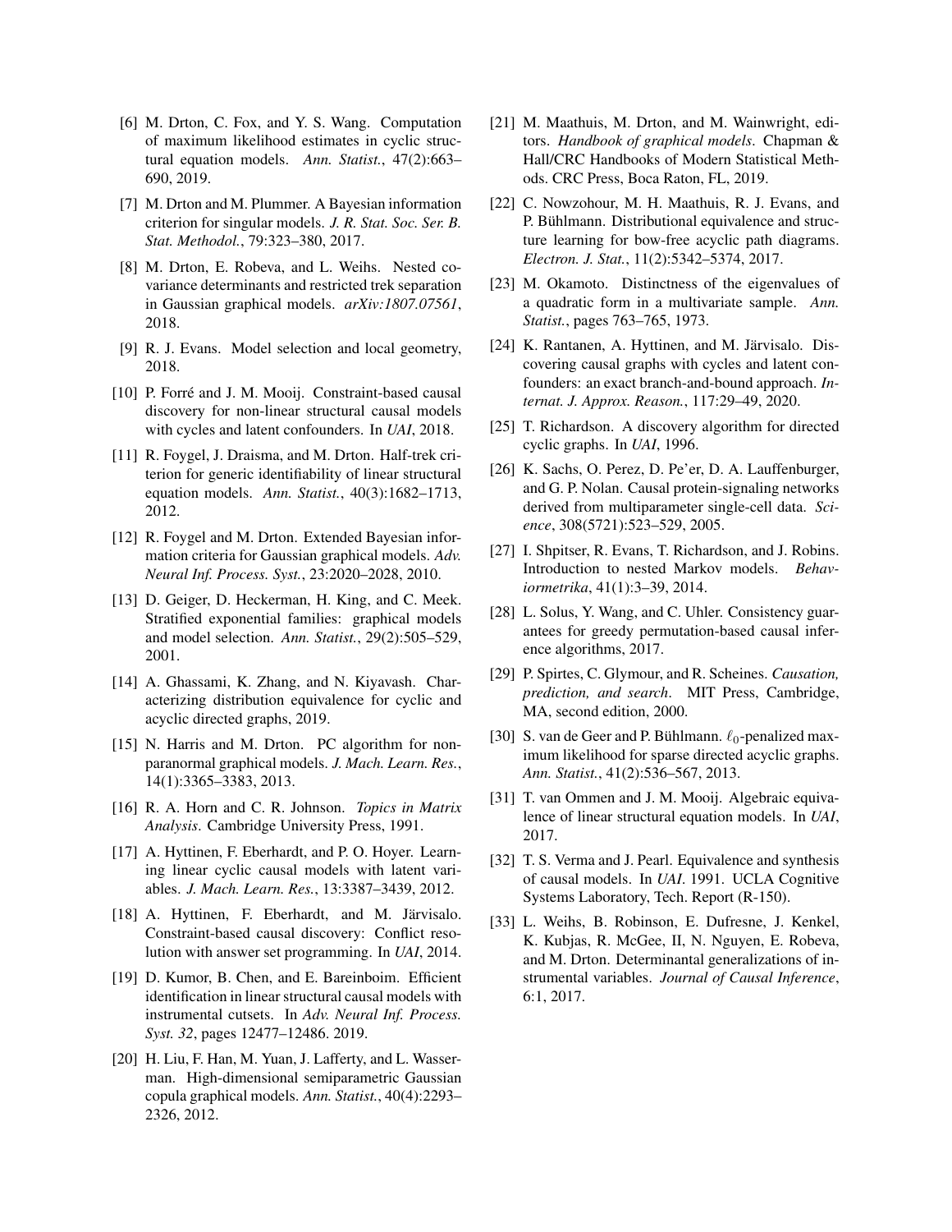[6] M. Drton, C. Fox, and Y. S. Wang. Computation of maximum likelihood estimates in cyclic structural equation models. *Ann. Statist.*, 47(2):663–690, 2019.

[7] M. Drton and M. Plummer. A Bayesian information criterion for singular models. *J. R. Stat. Soc. Ser. B. Stat. Methodol.*, 79:323–380, 2017.

[8] M. Drton, E. Robeva, and L. Weihs. Nested covariance determinants and restricted trek separation in Gaussian graphical models. *arXiv:1807.07561*, 2018.

[9] R. J. Evans. Model selection and local geometry, 2018.

[10] P. Forré and J. M. Mooij. Constraint-based causal discovery for non-linear structural causal models with cycles and latent confounders. In *UAI*, 2018.

[11] R. Foygel, J. Draisma, and M. Drton. Half-trek criterion for generic identifiability of linear structural equation models. *Ann. Statist.*, 40(3):1682–1713, 2012.

[12] R. Foygel and M. Drton. Extended Bayesian information criteria for Gaussian graphical models. *Adv. Neural Inf. Process. Syst.*, 23:2020–2028, 2010.

[13] D. Geiger, D. Heckerman, H. King, and C. Meek. Stratified exponential families: graphical models and model selection. *Ann. Statist.*, 29(2):505–529, 2001.

[14] A. Ghassami, K. Zhang, and N. Kiyavash. Characterizing distribution equivalence for cyclic and acyclic directed graphs, 2019.

[15] N. Harris and M. Drton. PC algorithm for nonparanormal graphical models. *J. Mach. Learn. Res.*, 14(1):3365–3383, 2013.

[16] R. A. Horn and C. R. Johnson. *Topics in Matrix Analysis*. Cambridge University Press, 1991.

[17] A. Hyttinen, F. Eberhardt, and P. O. Hoyer. Learning linear cyclic causal models with latent variables. *J. Mach. Learn. Res.*, 13:3387–3439, 2012.

[18] A. Hyttinen, F. Eberhardt, and M. Järvisalo. Constraint-based causal discovery: Conflict resolution with answer set programming. In *UAI*, 2014.

[19] D. Kumor, B. Chen, and E. Bareinboim. Efficient identification in linear structural causal models with instrumental cutsets. In *Adv. Neural Inf. Process. Syst. 32*, pages 12477–12486. 2019.

[20] H. Liu, F. Han, M. Yuan, J. Lafferty, and L. Wasserman. High-dimensional semiparametric Gaussian copula graphical models. *Ann. Statist.*, 40(4):2293–2326, 2012.

[21] M. Maathuis, M. Drton, and M. Wainwright, editors. *Handbook of graphical models*. Chapman & Hall/CRC Handbooks of Modern Statistical Methods. CRC Press, Boca Raton, FL, 2019.

[22] C. Nowzohour, M. H. Maathuis, R. J. Evans, and P. Bühlmann. Distributional equivalence and structure learning for bow-free acyclic path diagrams. *Electron. J. Stat.*, 11(2):5342–5374, 2017.

[23] M. Okamoto. Distinctness of the eigenvalues of a quadratic form in a multivariate sample. *Ann. Statist.*, pages 763–765, 1973.

[24] K. Rantanen, A. Hyttinen, and M. Järvisalo. Discovering causal graphs with cycles and latent confounders: an exact branch-and-bound approach. *Internat. J. Approx. Reason.*, 117:29–49, 2020.

[25] T. Richardson. A discovery algorithm for directed cyclic graphs. In *UAI*, 1996.

[26] K. Sachs, O. Perez, D. Pe'er, D. A. Lauffenburger, and G. P. Nolan. Causal protein-signaling networks derived from multiparameter single-cell data. *Science*, 308(5721):523–529, 2005.

[27] I. Shpitser, R. Evans, T. Richardson, and J. Robins. Introduction to nested Markov models. *Behaviormetrika*, 41(1):3–39, 2014.

[28] L. Solus, Y. Wang, and C. Uhler. Consistency guarantees for greedy permutation-based causal inference algorithms, 2017.

[29] P. Spirtes, C. Glymour, and R. Scheines. *Causation, prediction, and search*. MIT Press, Cambridge, MA, second edition, 2000.

[30] S. van de Geer and P. Bühlmann. $\ell_0$-penalized maximum likelihood for sparse directed acyclic graphs. *Ann. Statist.*, 41(2):536–567, 2013.

[31] T. van Ommen and J. M. Mooij. Algebraic equivalence of linear structural equation models. In *UAI*, 2017.

[32] T. S. Verma and J. Pearl. Equivalence and synthesis of causal models. In *UAI*. 1991. UCLA Cognitive Systems Laboratory, Tech. Report (R-150).

[33] L. Weihs, B. Robinson, E. Dufresne, J. Kenkel, K. Kubjas, R. McGee, II, N. Nguyen, E. Robeva, and M. Drton. Determinantal generalizations of instrumental variables. *Journal of Causal Inference*, 6:1, 2017.